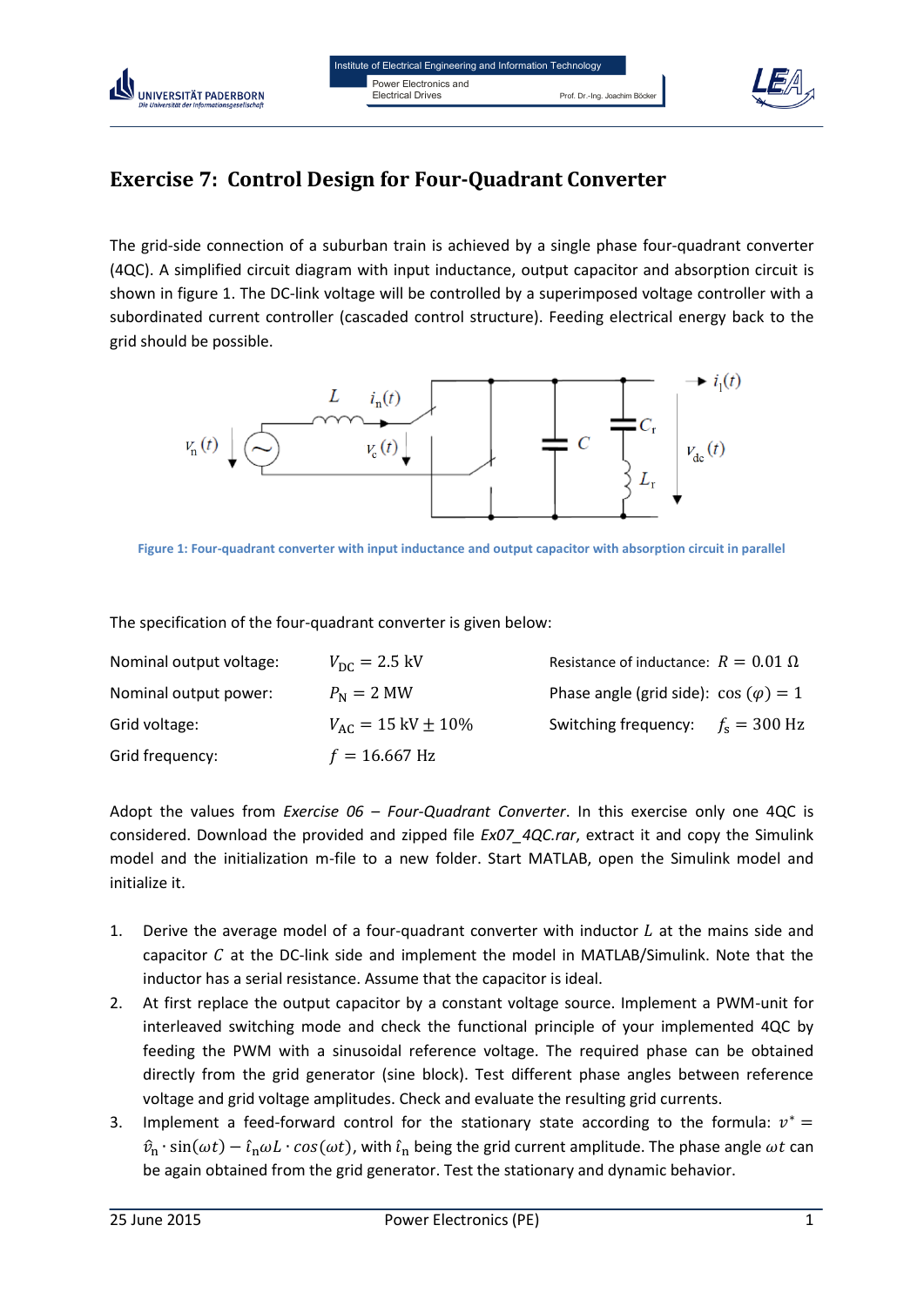# Exercise 7: Control Design for Four-Quadrant Converter

The grid-side connection of a suburban train is achieved by a single phase four-quadrant converter (4QC). A simplified circuit diagram with input inductance, output capacitor and absorption circuit is shown in figure 1. The DC-link voltage will be controlled by a superimposed voltage controller with a subordinated current controller (cascaded control structure). Feeding electrical energy back to the grid should be possible.

Figure 1: Four-quadrant converter with input inductance and output capacitor with absorption circuit in parallel

The specification of the four-quadrant converter is given below:

| | | | |
|---|---|---|---|
| Nominal output voltage: | $V_{\mathrm{DC}} = 2.5\ \mathrm{kV}$ | Resistance of inductance: | $R = 0.01\ \Omega$ |
| Nominal output power: | $P_{\mathrm{N}} = 2\ \mathrm{MW}$ | Phase angle (grid side): | $\cos(\varphi) = 1$ |
| Grid voltage: | $V_{\mathrm{AC}} = 15\ \mathrm{kV} \pm 10\%$ | Switching frequency: | $f_{\mathrm{s}} = 300\ \mathrm{Hz}$ |
| Grid frequency: | $f = 16.667\ \mathrm{Hz}$ | | |

Adopt the values from *Exercise 06 – Four-Quadrant Converter*. In this exercise only one 4QC is considered. Download the provided and zipped file *Ex07_4QC.rar*, extract it and copy the Simulink model and the initialization m-file to a new folder. Start MATLAB, open the Simulink model and initialize it.

1. Derive the average model of a four-quadrant converter with inductor $L$ at the mains side and capacitor $C$ at the DC-link side and implement the model in MATLAB/Simulink. Note that the inductor has a serial resistance. Assume that the capacitor is ideal.
2. At first replace the output capacitor by a constant voltage source. Implement a PWM-unit for interleaved switching mode and check the functional principle of your implemented 4QC by feeding the PWM with a sinusoidal reference voltage. The required phase can be obtained directly from the grid generator (sine block). Test different phase angles between reference voltage and grid voltage amplitudes. Check and evaluate the resulting grid currents.
3. Implement a feed-forward control for the stationary state according to the formula: $v^* = \hat{v}_{\mathrm{n}} \cdot \sin(\omega t) - \hat{\imath}_{\mathrm{n}} \omega L \cdot \cos(\omega t)$, with $\hat{\imath}_{\mathrm{n}}$ being the grid current amplitude. The phase angle $\omega t$ can be again obtained from the grid generator. Test the stationary and dynamic behavior.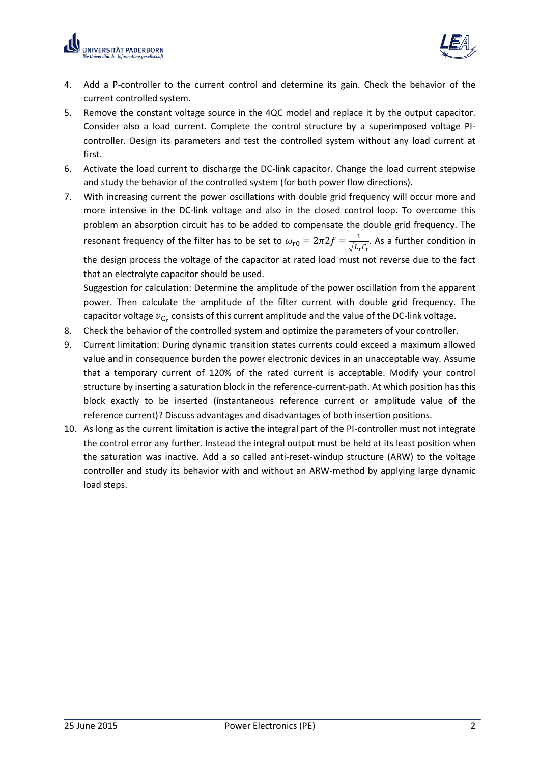4. Add a P-controller to the current control and determine its gain. Check the behavior of the current controlled system.
5. Remove the constant voltage source in the 4QC model and replace it by the output capacitor. Consider also a load current. Complete the control structure by a superimposed voltage PI-controller. Design its parameters and test the controlled system without any load current at first.
6. Activate the load current to discharge the DC-link capacitor. Change the load current stepwise and study the behavior of the controlled system (for both power flow directions).
7. With increasing current the power oscillations with double grid frequency will occur more and more intensive in the DC-link voltage and also in the closed control loop. To overcome this problem an absorption circuit has to be added to compensate the double grid frequency. The resonant frequency of the filter has to be set to $\omega_{\mathrm{r0}} = 2\pi 2f = \frac{1}{\sqrt{L_{\mathrm{r}} C_{\mathrm{r}}}}$. As a further condition in the design process the voltage of the capacitor at rated load must not reverse due to the fact that an electrolyte capacitor should be used.

   Suggestion for calculation: Determine the amplitude of the power oscillation from the apparent power. Then calculate the amplitude of the filter current with double grid frequency. The capacitor voltage $v_{\mathrm{C_r}}$ consists of this current amplitude and the value of the DC-link voltage.
8. Check the behavior of the controlled system and optimize the parameters of your controller.
9. Current limitation: During dynamic transition states currents could exceed a maximum allowed value and in consequence burden the power electronic devices in an unacceptable way. Assume that a temporary current of 120% of the rated current is acceptable. Modify your control structure by inserting a saturation block in the reference-current-path. At which position has this block exactly to be inserted (instantaneous reference current or amplitude value of the reference current)? Discuss advantages and disadvantages of both insertion positions.
10. As long as the current limitation is active the integral part of the PI-controller must not integrate the control error any further. Instead the integral output must be held at its least position when the saturation was inactive. Add a so called anti-reset-windup structure (ARW) to the voltage controller and study its behavior with and without an ARW-method by applying large dynamic load steps.